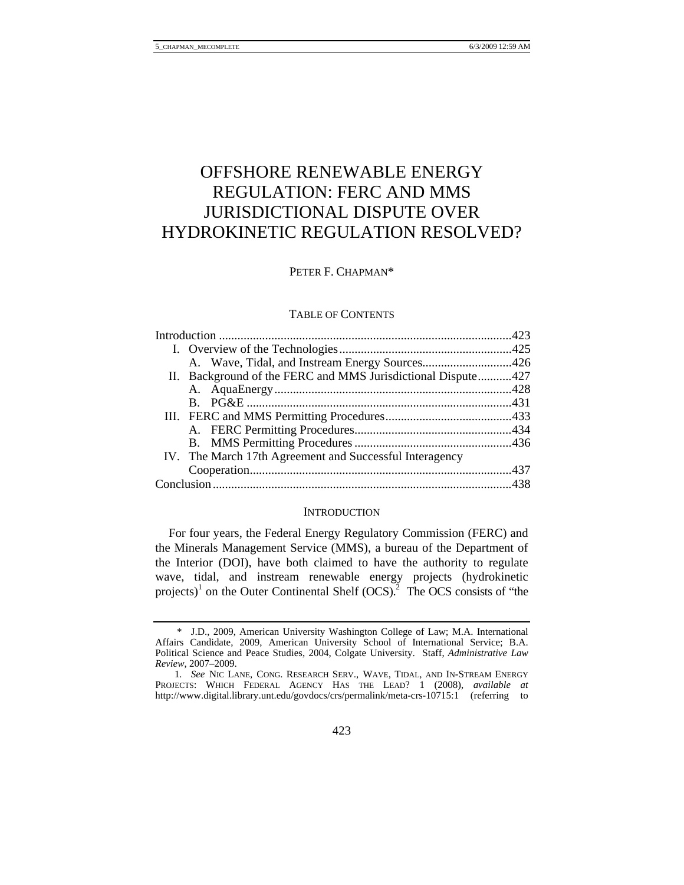# OFFSHORE RENEWABLE ENERGY REGULATION: FERC AND MMS JURISDICTIONAL DISPUTE OVER HYDROKINETIC REGULATION RESOLVED?

PETER F. CHAPMAN*

TABLE OF CONTENTS

Introduction ...............................................................................................423
I. Overview of the Technologies........................................................425
   A. Wave, Tidal, and Instream Energy Sources.............................426
II. Background of the FERC and MMS Jurisdictional Dispute...........427
   A. AquaEnergy.............................................................................428
   B. PG&E ......................................................................................431
III. FERC and MMS Permitting Procedures.........................................433
   A. FERC Permitting Procedures...................................................434
   B. MMS Permitting Procedures ...................................................436
IV. The March 17th Agreement and Successful Interagency Cooperation....................................................................................437
Conclusion.................................................................................................438

## INTRODUCTION

For four years, the Federal Energy Regulatory Commission (FERC) and the Minerals Management Service (MMS), a bureau of the Department of the Interior (DOI), have both claimed to have the authority to regulate wave, tidal, and instream renewable energy projects (hydrokinetic projects)[1] on the Outer Continental Shelf (OCS).[2] The OCS consists of "the

---

\* J.D., 2009, American University Washington College of Law; M.A. International Affairs Candidate, 2009, American University School of International Service; B.A. Political Science and Peace Studies, 2004, Colgate University. Staff, *Administrative Law Review*, 2007–2009.

1. *See* NIC LANE, CONG. RESEARCH SERV., WAVE, TIDAL, AND IN-STREAM ENERGY PROJECTS: WHICH FEDERAL AGENCY HAS THE LEAD? 1 (2008), *available at* http://www.digital.library.unt.edu/govdocs/crs/permalink/meta-crs-10715:1 (referring to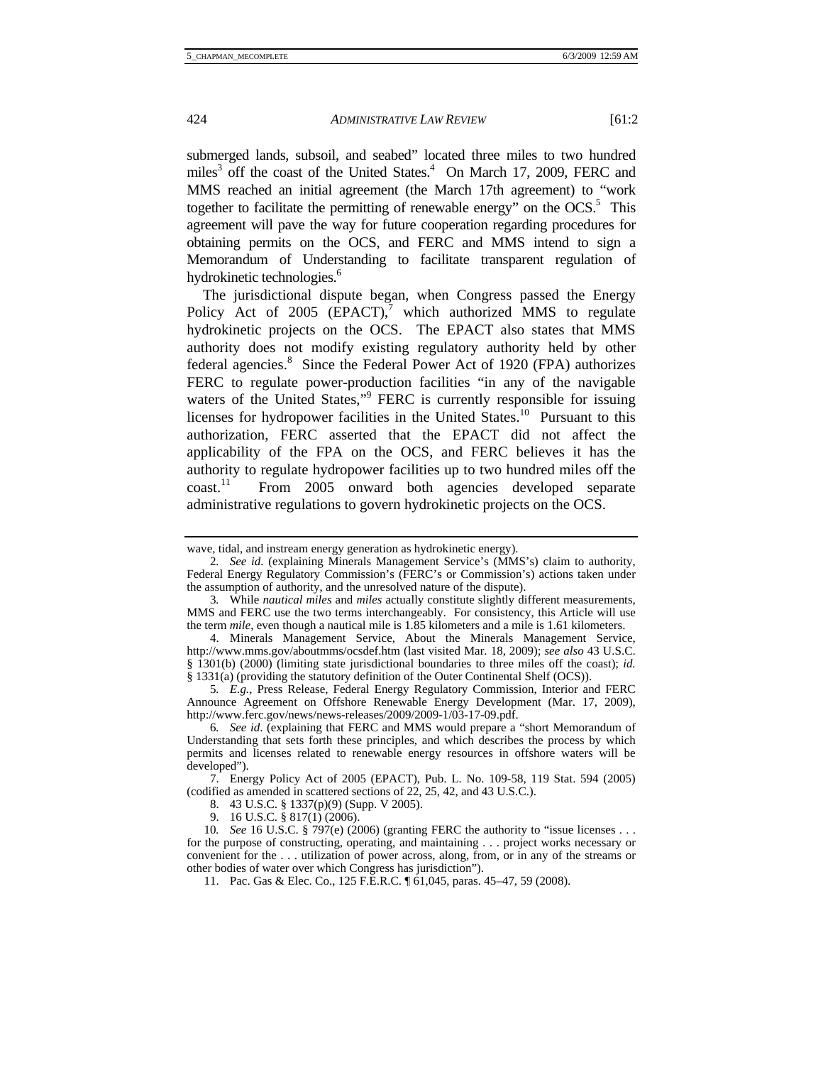submerged lands, subsoil, and seabed" located three miles to two hundred miles[3] off the coast of the United States.[4] On March 17, 2009, FERC and MMS reached an initial agreement (the March 17th agreement) to "work together to facilitate the permitting of renewable energy" on the OCS.[5] This agreement will pave the way for future cooperation regarding procedures for obtaining permits on the OCS, and FERC and MMS intend to sign a Memorandum of Understanding to facilitate transparent regulation of hydrokinetic technologies.[6]

The jurisdictional dispute began, when Congress passed the Energy Policy Act of 2005 (EPACT),[7] which authorized MMS to regulate hydrokinetic projects on the OCS. The EPACT also states that MMS authority does not modify existing regulatory authority held by other federal agencies.[8] Since the Federal Power Act of 1920 (FPA) authorizes FERC to regulate power-production facilities "in any of the navigable waters of the United States,"[9] FERC is currently responsible for issuing licenses for hydropower facilities in the United States.[10] Pursuant to this authorization, FERC asserted that the EPACT did not affect the applicability of the FPA on the OCS, and FERC believes it has the authority to regulate hydropower facilities up to two hundred miles off the coast.[11] From 2005 onward both agencies developed separate administrative regulations to govern hydrokinetic projects on the OCS.

---

wave, tidal, and instream energy generation as hydrokinetic energy).

2. *See id.* (explaining Minerals Management Service's (MMS's) claim to authority, Federal Energy Regulatory Commission's (FERC's or Commission's) actions taken under the assumption of authority, and the unresolved nature of the dispute).

3. While *nautical miles* and *miles* actually constitute slightly different measurements, MMS and FERC use the two terms interchangeably. For consistency, this Article will use the term *mile*, even though a nautical mile is 1.85 kilometers and a mile is 1.61 kilometers.

4. Minerals Management Service, About the Minerals Management Service, http://www.mms.gov/aboutmms/ocsdef.htm (last visited Mar. 18, 2009); *see also* 43 U.S.C. § 1301(b) (2000) (limiting state jurisdictional boundaries to three miles off the coast); *id.* § 1331(a) (providing the statutory definition of the Outer Continental Shelf (OCS)).

5. *E.g.*, Press Release, Federal Energy Regulatory Commission, Interior and FERC Announce Agreement on Offshore Renewable Energy Development (Mar. 17, 2009), http://www.ferc.gov/news/news-releases/2009/2009-1/03-17-09.pdf.

6. *See id.* (explaining that FERC and MMS would prepare a "short Memorandum of Understanding that sets forth these principles, and which describes the process by which permits and licenses related to renewable energy resources in offshore waters will be developed").

7. Energy Policy Act of 2005 (EPACT), Pub. L. No. 109-58, 119 Stat. 594 (2005) (codified as amended in scattered sections of 22, 25, 42, and 43 U.S.C.).

8. 43 U.S.C. § 1337(p)(9) (Supp. V 2005).

9. 16 U.S.C. § 817(1) (2006).

10. *See* 16 U.S.C. § 797(e) (2006) (granting FERC the authority to "issue licenses . . . for the purpose of constructing, operating, and maintaining . . . project works necessary or convenient for the . . . utilization of power across, along, from, or in any of the streams or other bodies of water over which Congress has jurisdiction").

11. Pac. Gas & Elec. Co., 125 F.E.R.C. ¶ 61,045, paras. 45–47, 59 (2008).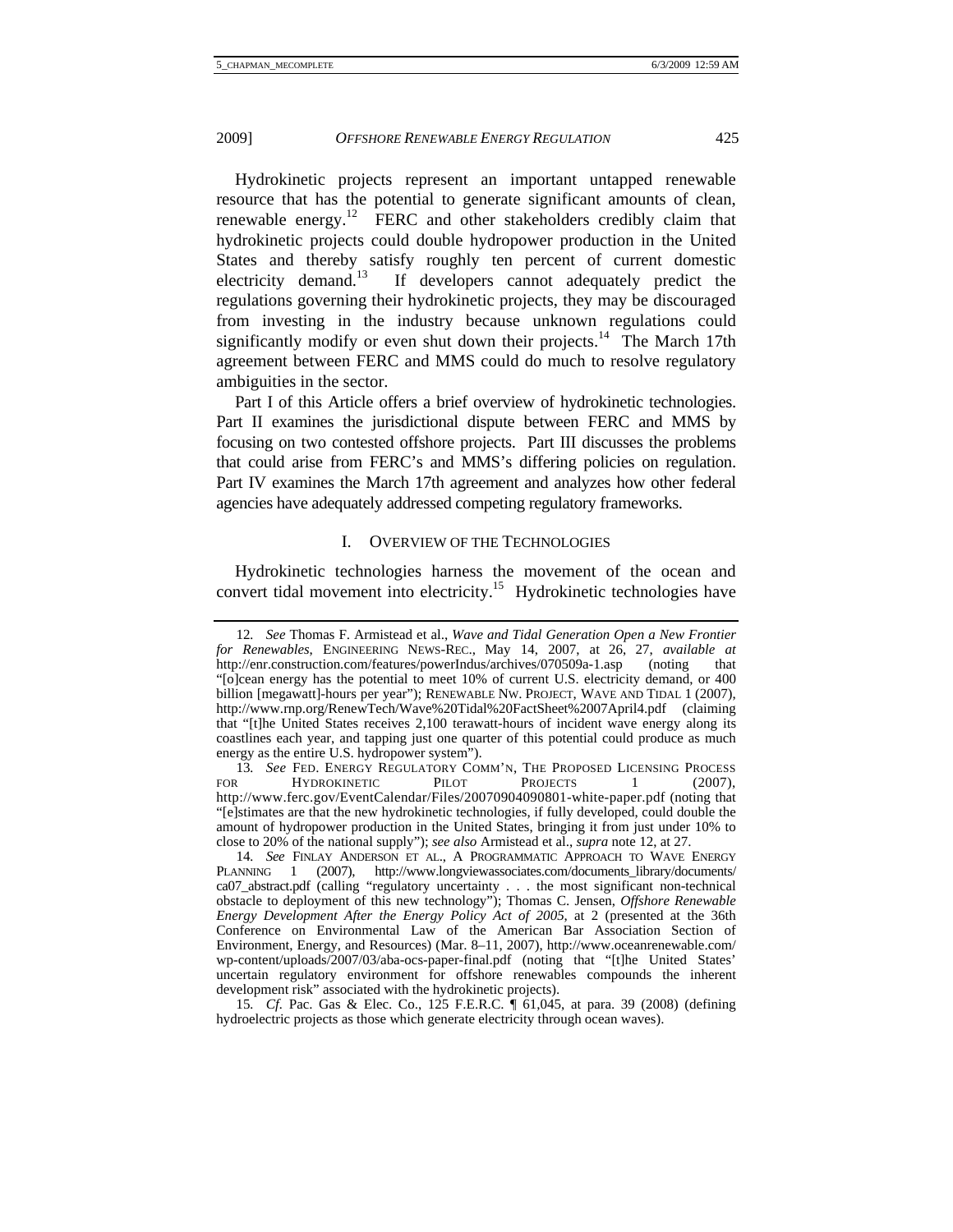Hydrokinetic projects represent an important untapped renewable resource that has the potential to generate significant amounts of clean, renewable energy.[12] FERC and other stakeholders credibly claim that hydrokinetic projects could double hydropower production in the United States and thereby satisfy roughly ten percent of current domestic electricity demand.[13] If developers cannot adequately predict the regulations governing their hydrokinetic projects, they may be discouraged from investing in the industry because unknown regulations could significantly modify or even shut down their projects.[14] The March 17th agreement between FERC and MMS could do much to resolve regulatory ambiguities in the sector.

Part I of this Article offers a brief overview of hydrokinetic technologies. Part II examines the jurisdictional dispute between FERC and MMS by focusing on two contested offshore projects. Part III discusses the problems that could arise from FERC's and MMS's differing policies on regulation. Part IV examines the March 17th agreement and analyzes how other federal agencies have adequately addressed competing regulatory frameworks.

## I. OVERVIEW OF THE TECHNOLOGIES

Hydrokinetic technologies harness the movement of the ocean and convert tidal movement into electricity.[15] Hydrokinetic technologies have

---

12. *See* Thomas F. Armistead et al., *Wave and Tidal Generation Open a New Frontier for Renewables*, ENGINEERING NEWS-REC., May 14, 2007, at 26, 27, *available at* http://enr.construction.com/features/powerIndus/archives/070509a-1.asp (noting that "[o]cean energy has the potential to meet 10% of current U.S. electricity demand, or 400 billion [megawatt]-hours per year"); RENEWABLE NW. PROJECT, WAVE AND TIDAL 1 (2007), http://www.rnp.org/RenewTech/Wave%20Tidal%20FactSheet%2007April4.pdf (claiming that "[t]he United States receives 2,100 terawatt-hours of incident wave energy along its coastlines each year, and tapping just one quarter of this potential could produce as much energy as the entire U.S. hydropower system").

13. *See* FED. ENERGY REGULATORY COMM'N, THE PROPOSED LICENSING PROCESS FOR HYDROKINETIC PILOT PROJECTS 1 (2007), http://www.ferc.gov/EventCalendar/Files/20070904090801-white-paper.pdf (noting that "[e]stimates are that the new hydrokinetic technologies, if fully developed, could double the amount of hydropower production in the United States, bringing it from just under 10% to close to 20% of the national supply"); *see also* Armistead et al., *supra* note 12, at 27.

14. *See* FINLAY ANDERSON ET AL., A PROGRAMMATIC APPROACH TO WAVE ENERGY PLANNING 1 (2007), http://www.longviewassociates.com/documents_library/documents/ca07_abstract.pdf (calling "regulatory uncertainty . . . the most significant non-technical obstacle to deployment of this new technology"); Thomas C. Jensen, *Offshore Renewable Energy Development After the Energy Policy Act of 2005*, at 2 (presented at the 36th Conference on Environmental Law of the American Bar Association Section of Environment, Energy, and Resources) (Mar. 8–11, 2007), http://www.oceanrenewable.com/wp-content/uploads/2007/03/aba-ocs-paper-final.pdf (noting that "[t]he United States' uncertain regulatory environment for offshore renewables compounds the inherent development risk" associated with the hydrokinetic projects).

15. *Cf.* Pac. Gas & Elec. Co., 125 F.E.R.C. ¶ 61,045, at para. 39 (2008) (defining hydroelectric projects as those which generate electricity through ocean waves).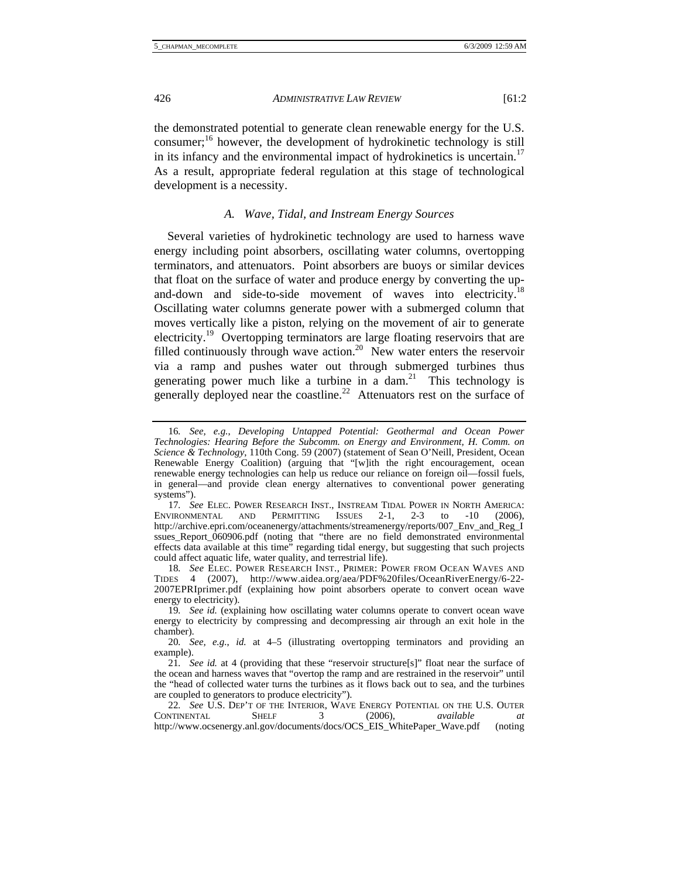the demonstrated potential to generate clean renewable energy for the U.S. consumer;[16] however, the development of hydrokinetic technology is still in its infancy and the environmental impact of hydrokinetics is uncertain.[17] As a result, appropriate federal regulation at this stage of technological development is a necessity.

### *A. Wave, Tidal, and Instream Energy Sources*

Several varieties of hydrokinetic technology are used to harness wave energy including point absorbers, oscillating water columns, overtopping terminators, and attenuators. Point absorbers are buoys or similar devices that float on the surface of water and produce energy by converting the up-and-down and side-to-side movement of waves into electricity.[18] Oscillating water columns generate power with a submerged column that moves vertically like a piston, relying on the movement of air to generate electricity.[19] Overtopping terminators are large floating reservoirs that are filled continuously through wave action.[20] New water enters the reservoir via a ramp and pushes water out through submerged turbines thus generating power much like a turbine in a dam.[21] This technology is generally deployed near the coastline.[22] Attenuators rest on the surface of

---

16. *See, e.g.*, *Developing Untapped Potential: Geothermal and Ocean Power Technologies: Hearing Before the Subcomm. on Energy and Environment, H. Comm. on Science & Technology*, 110th Cong. 59 (2007) (statement of Sean O'Neill, President, Ocean Renewable Energy Coalition) (arguing that "[w]ith the right encouragement, ocean renewable energy technologies can help us reduce our reliance on foreign oil—fossil fuels, in general—and provide clean energy alternatives to conventional power generating systems").

17. *See* ELEC. POWER RESEARCH INST., INSTREAM TIDAL POWER IN NORTH AMERICA: ENVIRONMENTAL AND PERMITTING ISSUES 2-1, 2-3 to -10 (2006), http://archive.epri.com/oceanenergy/attachments/streamenergy/reports/007_Env_and_Reg_Issues_Report_060906.pdf (noting that "there are no field demonstrated environmental effects data available at this time" regarding tidal energy, but suggesting that such projects could affect aquatic life, water quality, and terrestrial life).

18. *See* ELEC. POWER RESEARCH INST., PRIMER: POWER FROM OCEAN WAVES AND TIDES 4 (2007), http://www.aidea.org/aea/PDF%20files/OceanRiverEnergy/6-22-2007EPRIprimer.pdf (explaining how point absorbers operate to convert ocean wave energy to electricity).

19. *See id.* (explaining how oscillating water columns operate to convert ocean wave energy to electricity by compressing and decompressing air through an exit hole in the chamber).

20. *See, e.g.*, *id.* at 4–5 (illustrating overtopping terminators and providing an example).

21. *See id.* at 4 (providing that these "reservoir structure[s]" float near the surface of the ocean and harness waves that "overtop the ramp and are restrained in the reservoir" until the "head of collected water turns the turbines as it flows back out to sea, and the turbines are coupled to generators to produce electricity").

22. *See* U.S. DEP'T OF THE INTERIOR, WAVE ENERGY POTENTIAL ON THE U.S. OUTER CONTINENTAL SHELF 3 (2006), *available at* http://www.ocsenergy.anl.gov/documents/docs/OCS_EIS_WhitePaper_Wave.pdf (noting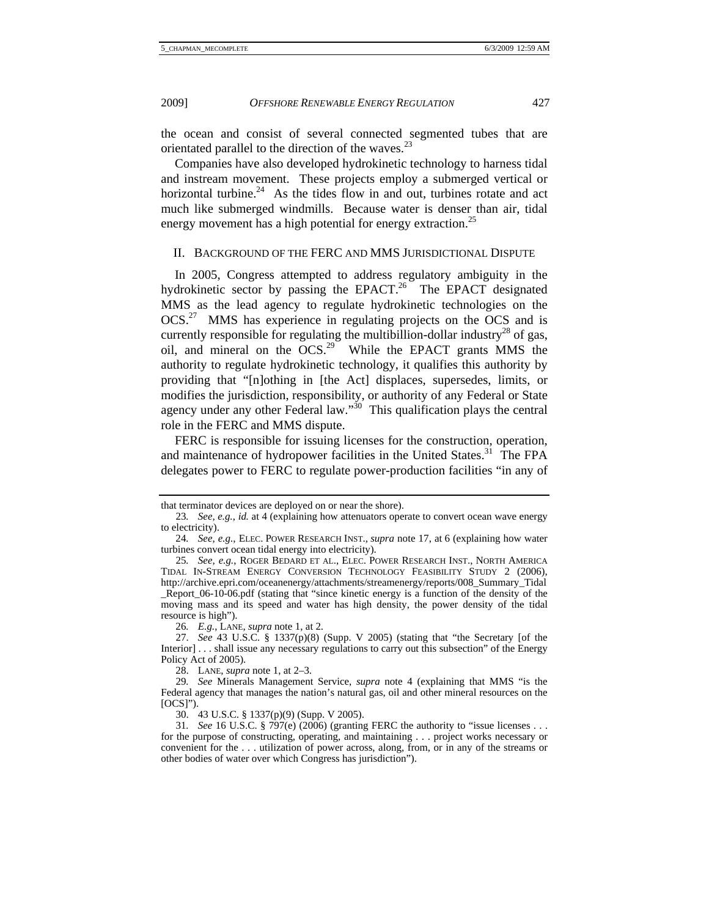the ocean and consist of several connected segmented tubes that are orientated parallel to the direction of the waves.[23]

Companies have also developed hydrokinetic technology to harness tidal and instream movement. These projects employ a submerged vertical or horizontal turbine.[24] As the tides flow in and out, turbines rotate and act much like submerged windmills. Because water is denser than air, tidal energy movement has a high potential for energy extraction.[25]

## II. Background of the FERC and MMS Jurisdictional Dispute

In 2005, Congress attempted to address regulatory ambiguity in the hydrokinetic sector by passing the EPACT.[26] The EPACT designated MMS as the lead agency to regulate hydrokinetic technologies on the OCS.[27] MMS has experience in regulating projects on the OCS and is currently responsible for regulating the multibillion-dollar industry[28] of gas, oil, and mineral on the OCS.[29] While the EPACT grants MMS the authority to regulate hydrokinetic technology, it qualifies this authority by providing that "[n]othing in [the Act] displaces, supersedes, limits, or modifies the jurisdiction, responsibility, or authority of any Federal or State agency under any other Federal law."[30] This qualification plays the central role in the FERC and MMS dispute.

FERC is responsible for issuing licenses for the construction, operation, and maintenance of hydropower facilities in the United States.[31] The FPA delegates power to FERC to regulate power-production facilities "in any of

---

that terminator devices are deployed on or near the shore).

23. *See, e.g.*, *id.* at 4 (explaining how attenuators operate to convert ocean wave energy to electricity).

24. *See, e.g.*, Elec. Power Research Inst., *supra* note 17, at 6 (explaining how water turbines convert ocean tidal energy into electricity).

25. *See, e.g.*, Roger Bedard et al., Elec. Power Research Inst., North America Tidal In-Stream Energy Conversion Technology Feasibility Study 2 (2006), http://archive.epri.com/oceanenergy/attachments/streamenergy/reports/008_Summary_Tidal_Report_06-10-06.pdf (stating that "since kinetic energy is a function of the density of the moving mass and its speed and water has high density, the power density of the tidal resource is high").

26. *E.g.*, Lane, *supra* note 1, at 2.

27. *See* 43 U.S.C. § 1337(p)(8) (Supp. V 2005) (stating that "the Secretary [of the Interior] . . . shall issue any necessary regulations to carry out this subsection" of the Energy Policy Act of 2005).

28. Lane, *supra* note 1, at 2–3.

29. *See* Minerals Management Service, *supra* note 4 (explaining that MMS "is the Federal agency that manages the nation's natural gas, oil and other mineral resources on the [OCS]").

30. 43 U.S.C. § 1337(p)(9) (Supp. V 2005).

31. *See* 16 U.S.C. § 797(e) (2006) (granting FERC the authority to "issue licenses . . . for the purpose of constructing, operating, and maintaining . . . project works necessary or convenient for the . . . utilization of power across, along, from, or in any of the streams or other bodies of water over which Congress has jurisdiction").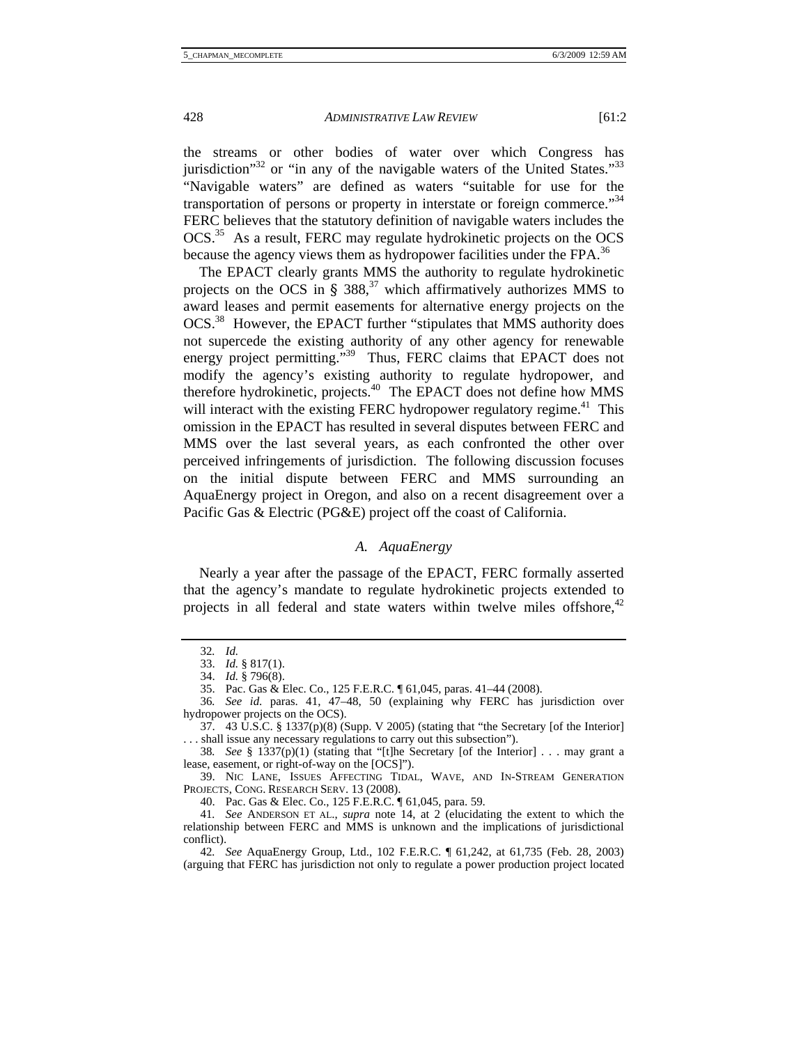the streams or other bodies of water over which Congress has jurisdiction"[32] or "in any of the navigable waters of the United States."[33] "Navigable waters" are defined as waters "suitable for use for the transportation of persons or property in interstate or foreign commerce."[34] FERC believes that the statutory definition of navigable waters includes the OCS.[35] As a result, FERC may regulate hydrokinetic projects on the OCS because the agency views them as hydropower facilities under the FPA.[36]

The EPACT clearly grants MMS the authority to regulate hydrokinetic projects on the OCS in § 388,[37] which affirmatively authorizes MMS to award leases and permit easements for alternative energy projects on the OCS.[38] However, the EPACT further "stipulates that MMS authority does not supercede the existing authority of any other agency for renewable energy project permitting."[39] Thus, FERC claims that EPACT does not modify the agency's existing authority to regulate hydropower, and therefore hydrokinetic, projects.[40] The EPACT does not define how MMS will interact with the existing FERC hydropower regulatory regime.[41] This omission in the EPACT has resulted in several disputes between FERC and MMS over the last several years, as each confronted the other over perceived infringements of jurisdiction. The following discussion focuses on the initial dispute between FERC and MMS surrounding an AquaEnergy project in Oregon, and also on a recent disagreement over a Pacific Gas & Electric (PG&E) project off the coast of California.

### *A. AquaEnergy*

Nearly a year after the passage of the EPACT, FERC formally asserted that the agency's mandate to regulate hydrokinetic projects extended to projects in all federal and state waters within twelve miles offshore,[42]

---

32. *Id.*

33. *Id.* § 817(1).

34. *Id.* § 796(8).

35. Pac. Gas & Elec. Co., 125 F.E.R.C. ¶ 61,045, paras. 41–44 (2008).

36. *See id.* paras. 41, 47–48, 50 (explaining why FERC has jurisdiction over hydropower projects on the OCS).

37. 43 U.S.C. § 1337(p)(8) (Supp. V 2005) (stating that "the Secretary [of the Interior] . . . shall issue any necessary regulations to carry out this subsection").

38. *See* § 1337(p)(1) (stating that "[t]he Secretary [of the Interior] . . . may grant a lease, easement, or right-of-way on the [OCS]").

39. NIC LANE, ISSUES AFFECTING TIDAL, WAVE, AND IN-STREAM GENERATION PROJECTS, CONG. RESEARCH SERV. 13 (2008).

40. Pac. Gas & Elec. Co., 125 F.E.R.C. ¶ 61,045, para. 59.

41. *See* ANDERSON ET AL., *supra* note 14, at 2 (elucidating the extent to which the relationship between FERC and MMS is unknown and the implications of jurisdictional conflict).

42. *See* AquaEnergy Group, Ltd., 102 F.E.R.C. ¶ 61,242, at 61,735 (Feb. 28, 2003) (arguing that FERC has jurisdiction not only to regulate a power production project located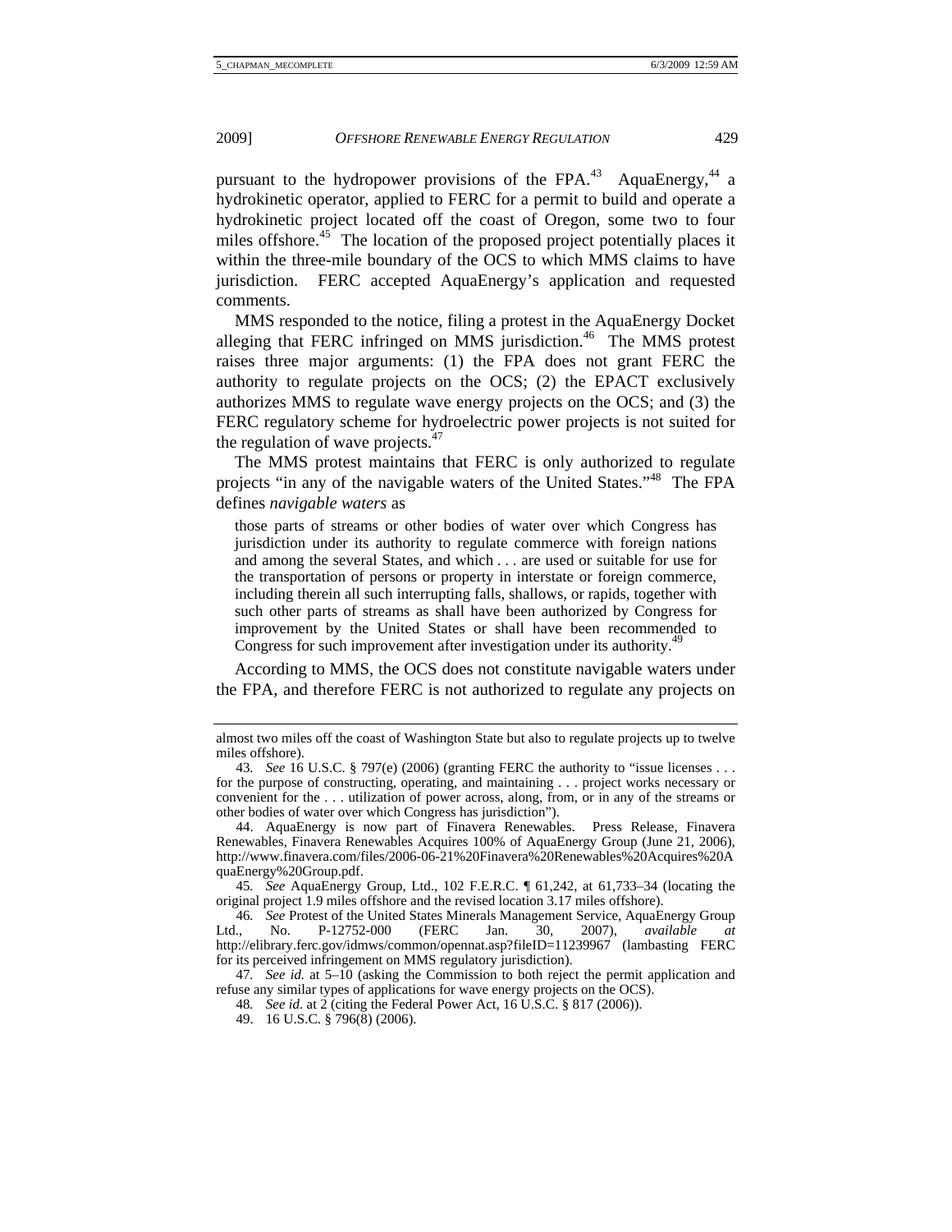pursuant to the hydropower provisions of the FPA.[43] AquaEnergy,[44] a hydrokinetic operator, applied to FERC for a permit to build and operate a hydrokinetic project located off the coast of Oregon, some two to four miles offshore.[45] The location of the proposed project potentially places it within the three-mile boundary of the OCS to which MMS claims to have jurisdiction. FERC accepted AquaEnergy's application and requested comments.

MMS responded to the notice, filing a protest in the AquaEnergy Docket alleging that FERC infringed on MMS jurisdiction.[46] The MMS protest raises three major arguments: (1) the FPA does not grant FERC the authority to regulate projects on the OCS; (2) the EPACT exclusively authorizes MMS to regulate wave energy projects on the OCS; and (3) the FERC regulatory scheme for hydroelectric power projects is not suited for the regulation of wave projects.[47]

The MMS protest maintains that FERC is only authorized to regulate projects "in any of the navigable waters of the United States."[48] The FPA defines *navigable waters* as

> those parts of streams or other bodies of water over which Congress has jurisdiction under its authority to regulate commerce with foreign nations and among the several States, and which . . . are used or suitable for use for the transportation of persons or property in interstate or foreign commerce, including therein all such interrupting falls, shallows, or rapids, together with such other parts of streams as shall have been authorized by Congress for improvement by the United States or shall have been recommended to Congress for such improvement after investigation under its authority.[49]

According to MMS, the OCS does not constitute navigable waters under the FPA, and therefore FERC is not authorized to regulate any projects on

---

almost two miles off the coast of Washington State but also to regulate projects up to twelve miles offshore).

43. *See* 16 U.S.C. § 797(e) (2006) (granting FERC the authority to "issue licenses . . . for the purpose of constructing, operating, and maintaining . . . project works necessary or convenient for the . . . utilization of power across, along, from, or in any of the streams or other bodies of water over which Congress has jurisdiction").

44. AquaEnergy is now part of Finavera Renewables. Press Release, Finavera Renewables, Finavera Renewables Acquires 100% of AquaEnergy Group (June 21, 2006), http://www.finavera.com/files/2006-06-21%20Finavera%20Renewables%20Acquires%20AquaEnergy%20Group.pdf.

45. *See* AquaEnergy Group, Ltd., 102 F.E.R.C. ¶ 61,242, at 61,733–34 (locating the original project 1.9 miles offshore and the revised location 3.17 miles offshore).

46. *See* Protest of the United States Minerals Management Service, AquaEnergy Group Ltd., No. P-12752-000 (FERC Jan. 30, 2007), *available at* http://elibrary.ferc.gov/idmws/common/opennat.asp?fileID=11239967 (lambasting FERC for its perceived infringement on MMS regulatory jurisdiction).

47. *See id.* at 5–10 (asking the Commission to both reject the permit application and refuse any similar types of applications for wave energy projects on the OCS).

48. *See id.* at 2 (citing the Federal Power Act, 16 U.S.C. § 817 (2006)).

49. 16 U.S.C. § 796(8) (2006).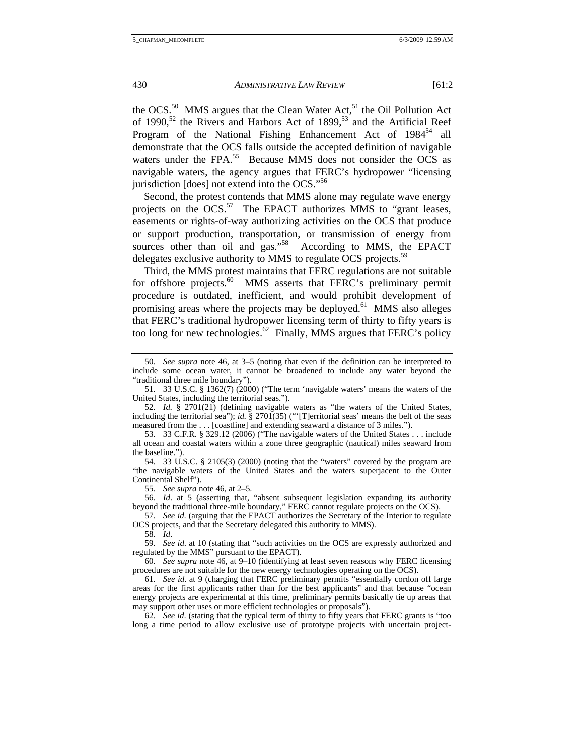the OCS.[50] MMS argues that the Clean Water Act,[51] the Oil Pollution Act of 1990,[52] the Rivers and Harbors Act of 1899,[53] and the Artificial Reef Program of the National Fishing Enhancement Act of 1984[54] all demonstrate that the OCS falls outside the accepted definition of navigable waters under the FPA.[55] Because MMS does not consider the OCS as navigable waters, the agency argues that FERC's hydropower "licensing jurisdiction [does] not extend into the OCS."[56]

Second, the protest contends that MMS alone may regulate wave energy projects on the OCS.[57] The EPACT authorizes MMS to "grant leases, easements or rights-of-way authorizing activities on the OCS that produce or support production, transportation, or transmission of energy from sources other than oil and gas."[58] According to MMS, the EPACT delegates exclusive authority to MMS to regulate OCS projects.[59]

Third, the MMS protest maintains that FERC regulations are not suitable for offshore projects.[60] MMS asserts that FERC's preliminary permit procedure is outdated, inefficient, and would prohibit development of promising areas where the projects may be deployed.[61] MMS also alleges that FERC's traditional hydropower licensing term of thirty to fifty years is too long for new technologies.[62] Finally, MMS argues that FERC's policy

---

50. *See supra* note 46, at 3–5 (noting that even if the definition can be interpreted to include some ocean water, it cannot be broadened to include any water beyond the "traditional three mile boundary").

51. 33 U.S.C. § 1362(7) (2000) ("The term 'navigable waters' means the waters of the United States, including the territorial seas.").

52. *Id.* § 2701(21) (defining navigable waters as "the waters of the United States, including the territorial sea"); *id.* § 2701(35) ("'[T]erritorial seas' means the belt of the seas measured from the . . . [coastline] and extending seaward a distance of 3 miles.").

53. 33 C.F.R. § 329.12 (2006) ("The navigable waters of the United States . . . include all ocean and coastal waters within a zone three geographic (nautical) miles seaward from the baseline.").

54. 33 U.S.C. § 2105(3) (2000) (noting that the "waters" covered by the program are "the navigable waters of the United States and the waters superjacent to the Outer Continental Shelf").

55. *See supra* note 46, at 2–5.

56. *Id.* at 5 (asserting that, "absent subsequent legislation expanding its authority beyond the traditional three-mile boundary," FERC cannot regulate projects on the OCS).

57. *See id.* (arguing that the EPACT authorizes the Secretary of the Interior to regulate OCS projects, and that the Secretary delegated this authority to MMS).

58. *Id.*

59. *See id.* at 10 (stating that "such activities on the OCS are expressly authorized and regulated by the MMS" pursuant to the EPACT).

60. *See supra* note 46, at 9–10 (identifying at least seven reasons why FERC licensing procedures are not suitable for the new energy technologies operating on the OCS).

61. *See id.* at 9 (charging that FERC preliminary permits "essentially cordon off large areas for the first applicants rather than for the best applicants" and that because "ocean energy projects are experimental at this time, preliminary permits basically tie up areas that may support other uses or more efficient technologies or proposals").

62. *See id.* (stating that the typical term of thirty to fifty years that FERC grants is "too long a time period to allow exclusive use of prototype projects with uncertain project-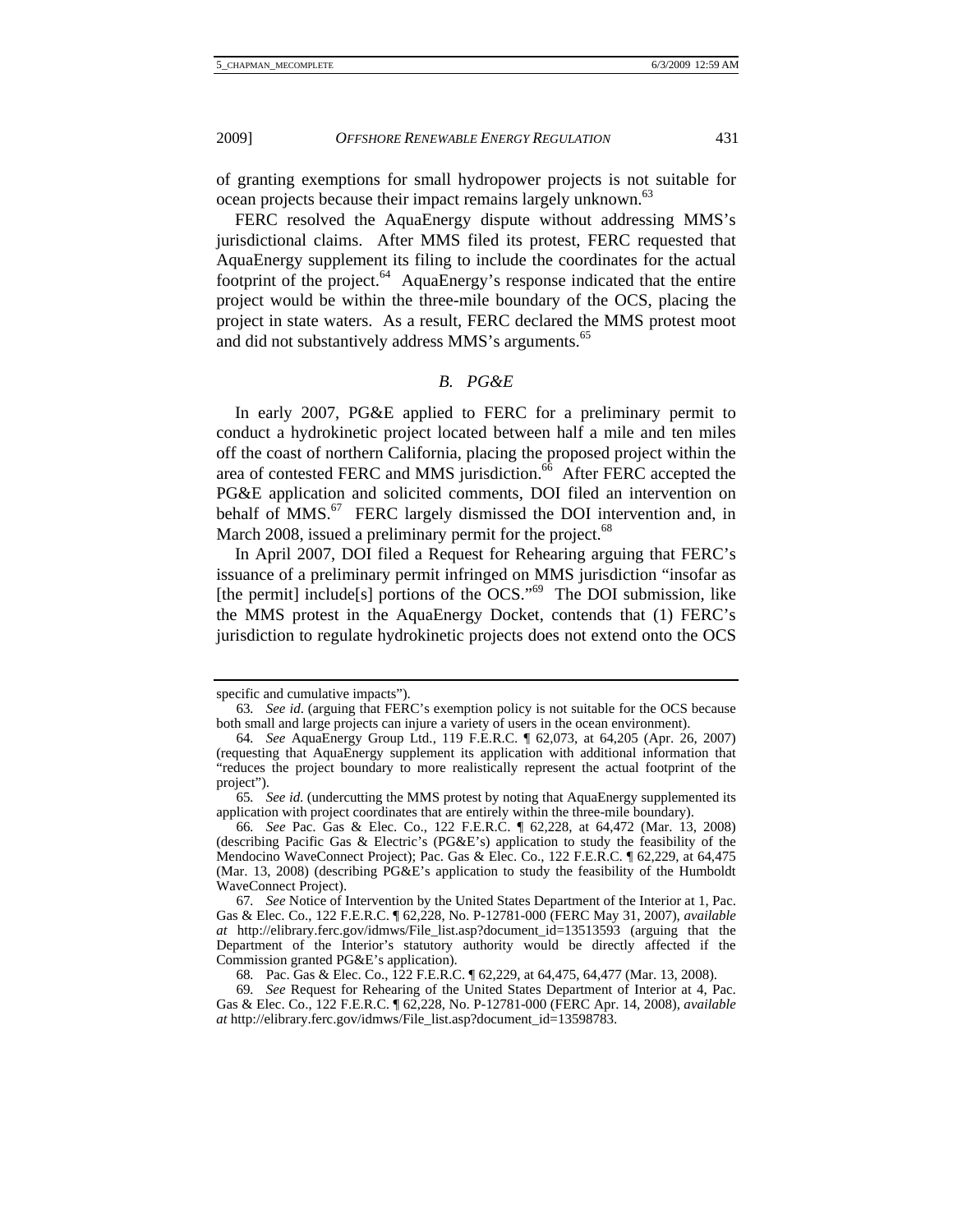of granting exemptions for small hydropower projects is not suitable for ocean projects because their impact remains largely unknown.[63]

FERC resolved the AquaEnergy dispute without addressing MMS's jurisdictional claims. After MMS filed its protest, FERC requested that AquaEnergy supplement its filing to include the coordinates for the actual footprint of the project.[64] AquaEnergy's response indicated that the entire project would be within the three-mile boundary of the OCS, placing the project in state waters. As a result, FERC declared the MMS protest moot and did not substantively address MMS's arguments.[65]

### *B. PG&E*

In early 2007, PG&E applied to FERC for a preliminary permit to conduct a hydrokinetic project located between half a mile and ten miles off the coast of northern California, placing the proposed project within the area of contested FERC and MMS jurisdiction.[66] After FERC accepted the PG&E application and solicited comments, DOI filed an intervention on behalf of MMS.[67] FERC largely dismissed the DOI intervention and, in March 2008, issued a preliminary permit for the project.[68]

In April 2007, DOI filed a Request for Rehearing arguing that FERC's issuance of a preliminary permit infringed on MMS jurisdiction "insofar as [the permit] include[s] portions of the OCS."[69] The DOI submission, like the MMS protest in the AquaEnergy Docket, contends that (1) FERC's jurisdiction to regulate hydrokinetic projects does not extend onto the OCS

---

specific and cumulative impacts").

63. *See id.* (arguing that FERC's exemption policy is not suitable for the OCS because both small and large projects can injure a variety of users in the ocean environment).

64. *See* AquaEnergy Group Ltd., 119 F.E.R.C. ¶ 62,073, at 64,205 (Apr. 26, 2007) (requesting that AquaEnergy supplement its application with additional information that "reduces the project boundary to more realistically represent the actual footprint of the project").

65. *See id.* (undercutting the MMS protest by noting that AquaEnergy supplemented its application with project coordinates that are entirely within the three-mile boundary).

66. *See* Pac. Gas & Elec. Co., 122 F.E.R.C. ¶ 62,228, at 64,472 (Mar. 13, 2008) (describing Pacific Gas & Electric's (PG&E's) application to study the feasibility of the Mendocino WaveConnect Project); Pac. Gas & Elec. Co., 122 F.E.R.C. ¶ 62,229, at 64,475 (Mar. 13, 2008) (describing PG&E's application to study the feasibility of the Humboldt WaveConnect Project).

67. *See* Notice of Intervention by the United States Department of the Interior at 1, Pac. Gas & Elec. Co., 122 F.E.R.C. ¶ 62,228, No. P-12781-000 (FERC May 31, 2007), *available at* http://elibrary.ferc.gov/idmws/File_list.asp?document_id=13513593 (arguing that the Department of the Interior's statutory authority would be directly affected if the Commission granted PG&E's application).

68. Pac. Gas & Elec. Co., 122 F.E.R.C. ¶ 62,229, at 64,475, 64,477 (Mar. 13, 2008).

69. *See* Request for Rehearing of the United States Department of Interior at 4, Pac. Gas & Elec. Co., 122 F.E.R.C. ¶ 62,228, No. P-12781-000 (FERC Apr. 14, 2008), *available at* http://elibrary.ferc.gov/idmws/File_list.asp?document_id=13598783.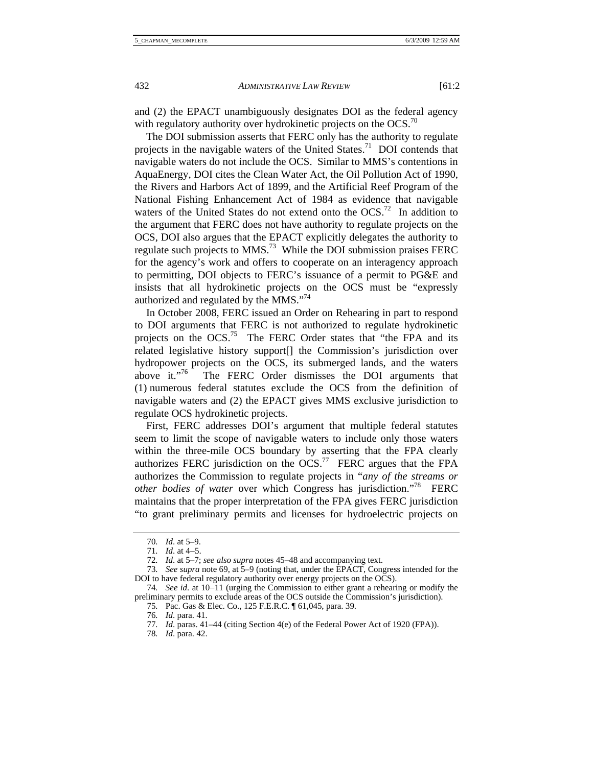and (2) the EPACT unambiguously designates DOI as the federal agency with regulatory authority over hydrokinetic projects on the OCS.[70]

The DOI submission asserts that FERC only has the authority to regulate projects in the navigable waters of the United States.[71] DOI contends that navigable waters do not include the OCS. Similar to MMS's contentions in AquaEnergy, DOI cites the Clean Water Act, the Oil Pollution Act of 1990, the Rivers and Harbors Act of 1899, and the Artificial Reef Program of the National Fishing Enhancement Act of 1984 as evidence that navigable waters of the United States do not extend onto the OCS.[72] In addition to the argument that FERC does not have authority to regulate projects on the OCS, DOI also argues that the EPACT explicitly delegates the authority to regulate such projects to MMS.[73] While the DOI submission praises FERC for the agency's work and offers to cooperate on an interagency approach to permitting, DOI objects to FERC's issuance of a permit to PG&E and insists that all hydrokinetic projects on the OCS must be "expressly authorized and regulated by the MMS."[74]

In October 2008, FERC issued an Order on Rehearing in part to respond to DOI arguments that FERC is not authorized to regulate hydrokinetic projects on the OCS.[75] The FERC Order states that "the FPA and its related legislative history support[] the Commission's jurisdiction over hydropower projects on the OCS, its submerged lands, and the waters above it."[76] The FERC Order dismisses the DOI arguments that (1) numerous federal statutes exclude the OCS from the definition of navigable waters and (2) the EPACT gives MMS exclusive jurisdiction to regulate OCS hydrokinetic projects.

First, FERC addresses DOI's argument that multiple federal statutes seem to limit the scope of navigable waters to include only those waters within the three-mile OCS boundary by asserting that the FPA clearly authorizes FERC jurisdiction on the OCS.[77] FERC argues that the FPA authorizes the Commission to regulate projects in "*any of the streams or other bodies of water* over which Congress has jurisdiction."[78] FERC maintains that the proper interpretation of the FPA gives FERC jurisdiction "to grant preliminary permits and licenses for hydroelectric projects on

---

70. *Id*. at 5–9.

71. *Id*. at 4–5.

72. *Id*. at 5–7; *see also supra* notes 45–48 and accompanying text.

73. *See supra* note 69, at 5–9 (noting that, under the EPACT, Congress intended for the DOI to have federal regulatory authority over energy projects on the OCS).

74. *See id*. at 10–11 (urging the Commission to either grant a rehearing or modify the preliminary permits to exclude areas of the OCS outside the Commission's jurisdiction).

75. Pac. Gas & Elec. Co., 125 F.E.R.C. ¶ 61,045, para. 39.

76. *Id*. para. 41.

77. *Id*. paras. 41–44 (citing Section 4(e) of the Federal Power Act of 1920 (FPA)).

78. *Id*. para. 42.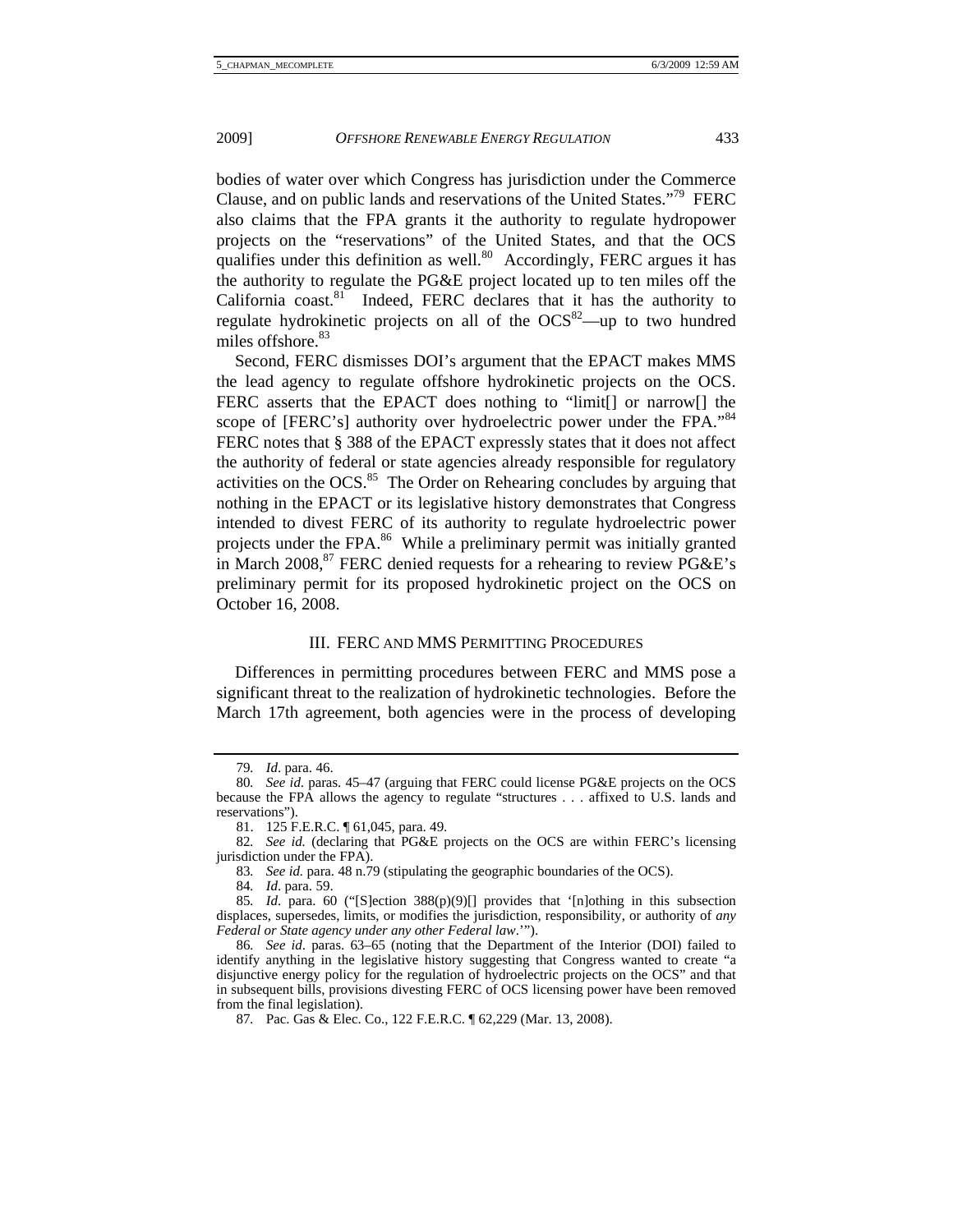bodies of water over which Congress has jurisdiction under the Commerce Clause, and on public lands and reservations of the United States."[79] FERC also claims that the FPA grants it the authority to regulate hydropower projects on the "reservations" of the United States, and that the OCS qualifies under this definition as well.[80] Accordingly, FERC argues it has the authority to regulate the PG&E project located up to ten miles off the California coast.[81] Indeed, FERC declares that it has the authority to regulate hydrokinetic projects on all of the OCS[82]—up to two hundred miles offshore.[83]

Second, FERC dismisses DOI's argument that the EPACT makes MMS the lead agency to regulate offshore hydrokinetic projects on the OCS. FERC asserts that the EPACT does nothing to "limit[] or narrow[] the scope of [FERC's] authority over hydroelectric power under the FPA."[84] FERC notes that § 388 of the EPACT expressly states that it does not affect the authority of federal or state agencies already responsible for regulatory activities on the OCS.[85] The Order on Rehearing concludes by arguing that nothing in the EPACT or its legislative history demonstrates that Congress intended to divest FERC of its authority to regulate hydroelectric power projects under the FPA.[86] While a preliminary permit was initially granted in March 2008,[87] FERC denied requests for a rehearing to review PG&E's preliminary permit for its proposed hydrokinetic project on the OCS on October 16, 2008.

## III. FERC AND MMS PERMITTING PROCEDURES

Differences in permitting procedures between FERC and MMS pose a significant threat to the realization of hydrokinetic technologies. Before the March 17th agreement, both agencies were in the process of developing

---

79. *Id.* para. 46.

80. *See id.* paras. 45–47 (arguing that FERC could license PG&E projects on the OCS because the FPA allows the agency to regulate "structures . . . affixed to U.S. lands and reservations").

81. 125 F.E.R.C. ¶ 61,045, para. 49.

82. *See id.* (declaring that PG&E projects on the OCS are within FERC's licensing jurisdiction under the FPA).

83. *See id.* para. 48 n.79 (stipulating the geographic boundaries of the OCS).

84. *Id.* para. 59.

85. *Id.* para. 60 ("[S]ection 388(p)(9)[] provides that '[n]othing in this subsection displaces, supersedes, limits, or modifies the jurisdiction, responsibility, or authority of *any Federal or State agency under any other Federal law*.'").

86. *See id.* paras. 63–65 (noting that the Department of the Interior (DOI) failed to identify anything in the legislative history suggesting that Congress wanted to create "a disjunctive energy policy for the regulation of hydroelectric projects on the OCS" and that in subsequent bills, provisions divesting FERC of OCS licensing power have been removed from the final legislation).

87. Pac. Gas & Elec. Co., 122 F.E.R.C. ¶ 62,229 (Mar. 13, 2008).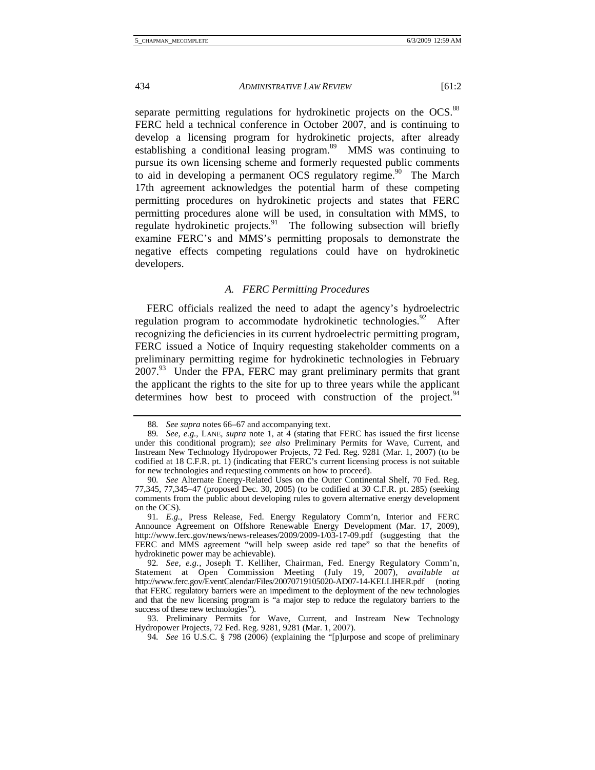separate permitting regulations for hydrokinetic projects on the OCS.[88] FERC held a technical conference in October 2007, and is continuing to develop a licensing program for hydrokinetic projects, after already establishing a conditional leasing program.[89] MMS was continuing to pursue its own licensing scheme and formerly requested public comments to aid in developing a permanent OCS regulatory regime.[90] The March 17th agreement acknowledges the potential harm of these competing permitting procedures on hydrokinetic projects and states that FERC permitting procedures alone will be used, in consultation with MMS, to regulate hydrokinetic projects.[91] The following subsection will briefly examine FERC's and MMS's permitting proposals to demonstrate the negative effects competing regulations could have on hydrokinetic developers.

### *A. FERC Permitting Procedures*

FERC officials realized the need to adapt the agency's hydroelectric regulation program to accommodate hydrokinetic technologies.[92] After recognizing the deficiencies in its current hydroelectric permitting program, FERC issued a Notice of Inquiry requesting stakeholder comments on a preliminary permitting regime for hydrokinetic technologies in February 2007.[93] Under the FPA, FERC may grant preliminary permits that grant the applicant the rights to the site for up to three years while the applicant determines how best to proceed with construction of the project.[94]

---

88. *See supra* notes 66–67 and accompanying text.

89. *See, e.g.*, LANE, *supra* note 1, at 4 (stating that FERC has issued the first license under this conditional program); *see also* Preliminary Permits for Wave, Current, and Instream New Technology Hydropower Projects, 72 Fed. Reg. 9281 (Mar. 1, 2007) (to be codified at 18 C.F.R. pt. 1) (indicating that FERC's current licensing process is not suitable for new technologies and requesting comments on how to proceed).

90. *See* Alternate Energy-Related Uses on the Outer Continental Shelf, 70 Fed. Reg. 77,345, 77,345–47 (proposed Dec. 30, 2005) (to be codified at 30 C.F.R. pt. 285) (seeking comments from the public about developing rules to govern alternative energy development on the OCS).

91. *E.g.*, Press Release, Fed. Energy Regulatory Comm'n, Interior and FERC Announce Agreement on Offshore Renewable Energy Development (Mar. 17, 2009), http://www.ferc.gov/news/news-releases/2009/2009-1/03-17-09.pdf (suggesting that the FERC and MMS agreement "will help sweep aside red tape" so that the benefits of hydrokinetic power may be achievable).

92. *See, e.g.*, Joseph T. Kelliher, Chairman, Fed. Energy Regulatory Comm'n, Statement at Open Commission Meeting (July 19, 2007), *available at* http://www.ferc.gov/EventCalendar/Files/20070719105020-AD07-14-KELLIHER.pdf (noting that FERC regulatory barriers were an impediment to the deployment of the new technologies and that the new licensing program is "a major step to reduce the regulatory barriers to the success of these new technologies").

93. Preliminary Permits for Wave, Current, and Instream New Technology Hydropower Projects, 72 Fed. Reg. 9281, 9281 (Mar. 1, 2007).

94. *See* 16 U.S.C. § 798 (2006) (explaining the "[p]urpose and scope of preliminary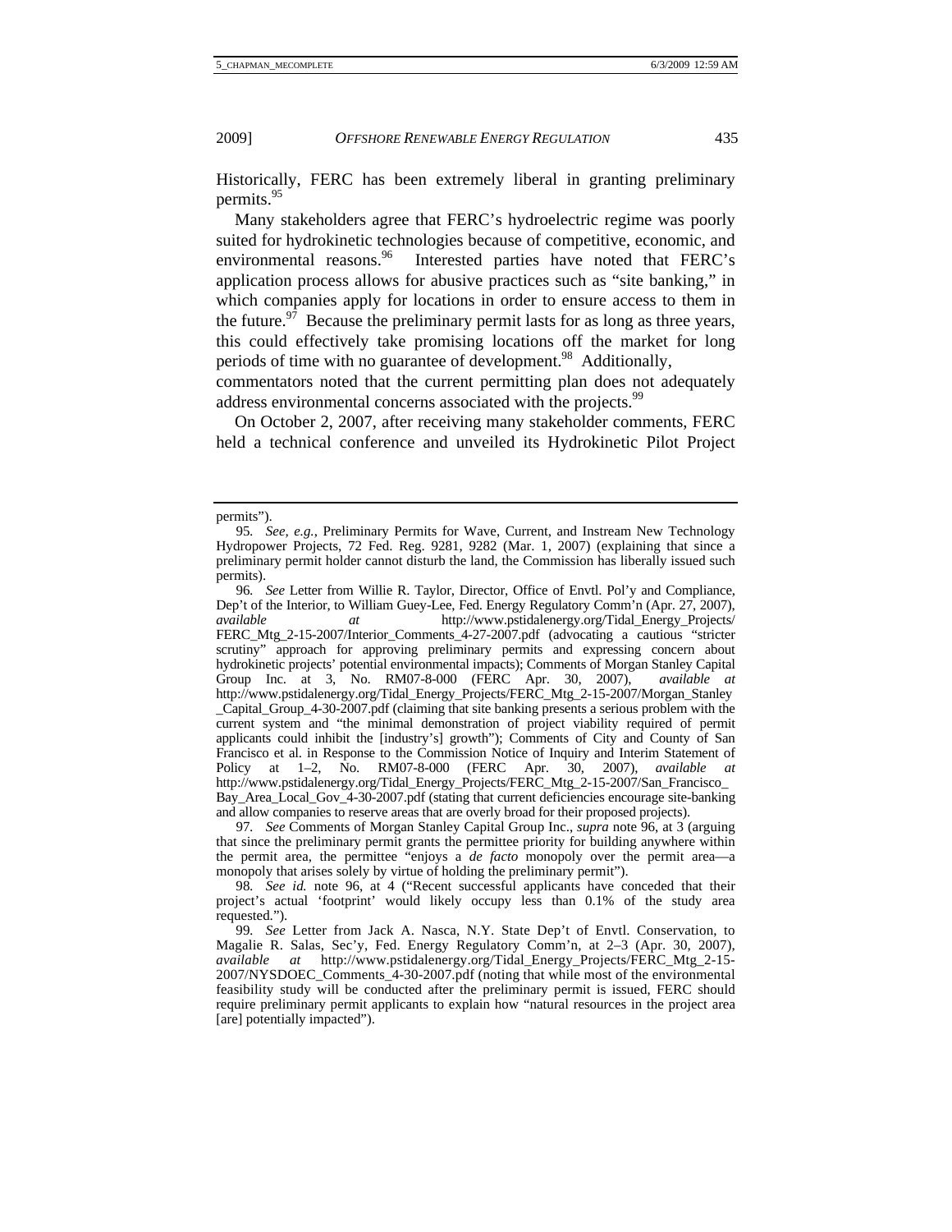Historically, FERC has been extremely liberal in granting preliminary permits.[95]

Many stakeholders agree that FERC's hydroelectric regime was poorly suited for hydrokinetic technologies because of competitive, economic, and environmental reasons.[96] Interested parties have noted that FERC's application process allows for abusive practices such as "site banking," in which companies apply for locations in order to ensure access to them in the future.[97] Because the preliminary permit lasts for as long as three years, this could effectively take promising locations off the market for long periods of time with no guarantee of development.[98] Additionally, commentators noted that the current permitting plan does not adequately address environmental concerns associated with the projects.[99]

On October 2, 2007, after receiving many stakeholder comments, FERC held a technical conference and unveiled its Hydrokinetic Pilot Project

---

permits").

95. *See, e.g.*, Preliminary Permits for Wave, Current, and Instream New Technology Hydropower Projects, 72 Fed. Reg. 9281, 9282 (Mar. 1, 2007) (explaining that since a preliminary permit holder cannot disturb the land, the Commission has liberally issued such permits).

96. *See* Letter from Willie R. Taylor, Director, Office of Envtl. Pol'y and Compliance, Dep't of the Interior, to William Guey-Lee, Fed. Energy Regulatory Comm'n (Apr. 27, 2007), *available at* http://www.pstidalenergy.org/Tidal_Energy_Projects/FERC_Mtg_2-15-2007/Interior_Comments_4-27-2007.pdf (advocating a cautious "stricter scrutiny" approach for approving preliminary permits and expressing concern about hydrokinetic projects' potential environmental impacts); Comments of Morgan Stanley Capital Group Inc. at 3, No. RM07-8-000 (FERC Apr. 30, 2007), *available at* http://www.pstidalenergy.org/Tidal_Energy_Projects/FERC_Mtg_2-15-2007/Morgan_Stanley_Capital_Group_4-30-2007.pdf (claiming that site banking presents a serious problem with the current system and "the minimal demonstration of project viability required of permit applicants could inhibit the [industry's] growth"); Comments of City and County of San Francisco et al. in Response to the Commission Notice of Inquiry and Interim Statement of Policy at 1–2, No. RM07-8-000 (FERC Apr. 30, 2007), *available at* http://www.pstidalenergy.org/Tidal_Energy_Projects/FERC_Mtg_2-15-2007/San_Francisco_Bay_Area_Local_Gov_4-30-2007.pdf (stating that current deficiencies encourage site-banking and allow companies to reserve areas that are overly broad for their proposed projects).

97. *See* Comments of Morgan Stanley Capital Group Inc., *supra* note 96, at 3 (arguing that since the preliminary permit grants the permittee priority for building anywhere within the permit area, the permittee "enjoys a *de facto* monopoly over the permit area—a monopoly that arises solely by virtue of holding the preliminary permit").

98. *See id.* note 96, at 4 ("Recent successful applicants have conceded that their project's actual 'footprint' would likely occupy less than 0.1% of the study area requested.").

99. *See* Letter from Jack A. Nasca, N.Y. State Dep't of Envtl. Conservation, to Magalie R. Salas, Sec'y, Fed. Energy Regulatory Comm'n, at 2–3 (Apr. 30, 2007), *available at* http://www.pstidalenergy.org/Tidal_Energy_Projects/FERC_Mtg_2-15-2007/NYSDOEC_Comments_4-30-2007.pdf (noting that while most of the environmental feasibility study will be conducted after the preliminary permit is issued, FERC should require preliminary permit applicants to explain how "natural resources in the project area [are] potentially impacted").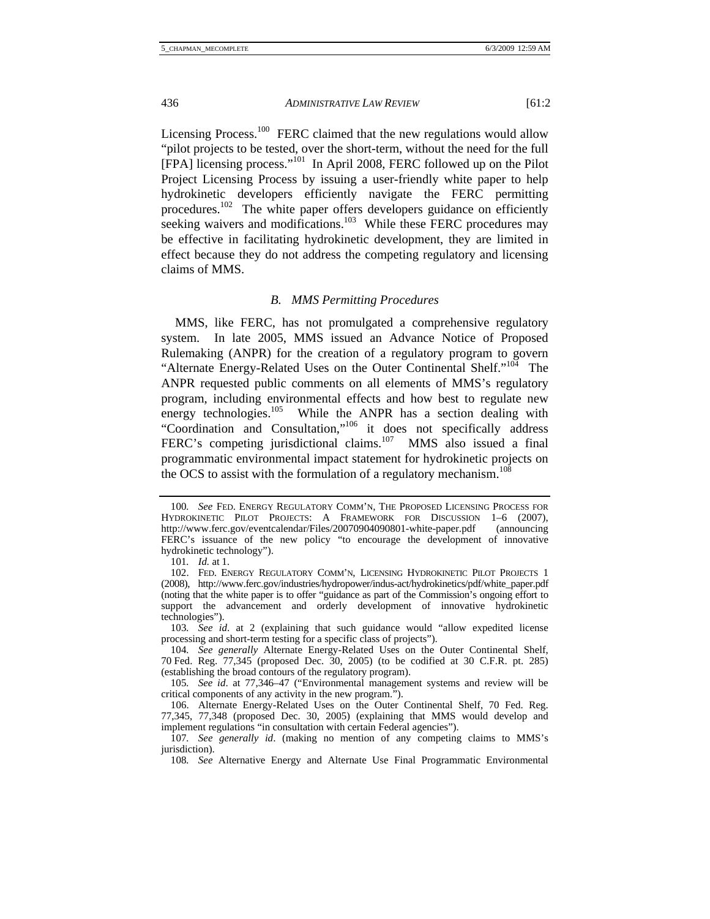Licensing Process.[100] FERC claimed that the new regulations would allow "pilot projects to be tested, over the short-term, without the need for the full [FPA] licensing process."[101] In April 2008, FERC followed up on the Pilot Project Licensing Process by issuing a user-friendly white paper to help hydrokinetic developers efficiently navigate the FERC permitting procedures.[102] The white paper offers developers guidance on efficiently seeking waivers and modifications.[103] While these FERC procedures may be effective in facilitating hydrokinetic development, they are limited in effect because they do not address the competing regulatory and licensing claims of MMS.

### *B. MMS Permitting Procedures*

MMS, like FERC, has not promulgated a comprehensive regulatory system. In late 2005, MMS issued an Advance Notice of Proposed Rulemaking (ANPR) for the creation of a regulatory program to govern "Alternate Energy-Related Uses on the Outer Continental Shelf."[104] The ANPR requested public comments on all elements of MMS's regulatory program, including environmental effects and how best to regulate new energy technologies.[105] While the ANPR has a section dealing with "Coordination and Consultation,"[106] it does not specifically address FERC's competing jurisdictional claims.[107] MMS also issued a final programmatic environmental impact statement for hydrokinetic projects on the OCS to assist with the formulation of a regulatory mechanism.[108]

---

100. *See* FED. ENERGY REGULATORY COMM'N, THE PROPOSED LICENSING PROCESS FOR HYDROKINETIC PILOT PROJECTS: A FRAMEWORK FOR DISCUSSION 1–6 (2007), http://www.ferc.gov/eventcalendar/Files/20070904090801-white-paper.pdf (announcing FERC's issuance of the new policy "to encourage the development of innovative hydrokinetic technology").

101. *Id.* at 1.

102. FED. ENERGY REGULATORY COMM'N, LICENSING HYDROKINETIC PILOT PROJECTS 1 (2008), http://www.ferc.gov/industries/hydropower/indus-act/hydrokinetics/pdf/white_paper.pdf (noting that the white paper is to offer "guidance as part of the Commission's ongoing effort to support the advancement and orderly development of innovative hydrokinetic technologies").

103. *See id.* at 2 (explaining that such guidance would "allow expedited license processing and short-term testing for a specific class of projects").

104. *See generally* Alternate Energy-Related Uses on the Outer Continental Shelf, 70 Fed. Reg. 77,345 (proposed Dec. 30, 2005) (to be codified at 30 C.F.R. pt. 285) (establishing the broad contours of the regulatory program).

105. *See id.* at 77,346–47 ("Environmental management systems and review will be critical components of any activity in the new program.").

106. Alternate Energy-Related Uses on the Outer Continental Shelf, 70 Fed. Reg. 77,345, 77,348 (proposed Dec. 30, 2005) (explaining that MMS would develop and implement regulations "in consultation with certain Federal agencies").

107. *See generally id.* (making no mention of any competing claims to MMS's jurisdiction).

108. *See* Alternative Energy and Alternate Use Final Programmatic Environmental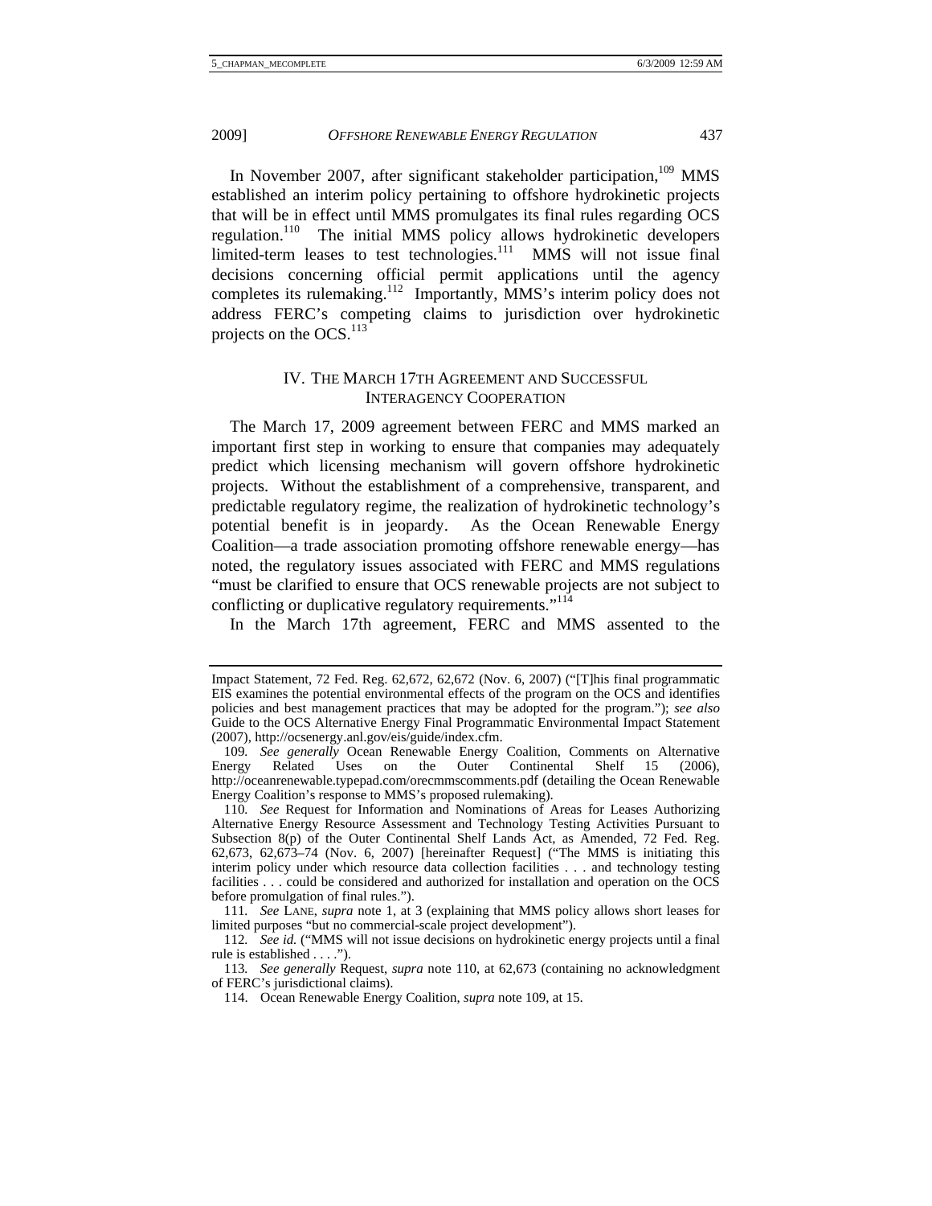In November 2007, after significant stakeholder participation,[109] MMS established an interim policy pertaining to offshore hydrokinetic projects that will be in effect until MMS promulgates its final rules regarding OCS regulation.[110] The initial MMS policy allows hydrokinetic developers limited-term leases to test technologies.[111] MMS will not issue final decisions concerning official permit applications until the agency completes its rulemaking.[112] Importantly, MMS's interim policy does not address FERC's competing claims to jurisdiction over hydrokinetic projects on the OCS.[113]

## IV. THE MARCH 17TH AGREEMENT AND SUCCESSFUL INTERAGENCY COOPERATION

The March 17, 2009 agreement between FERC and MMS marked an important first step in working to ensure that companies may adequately predict which licensing mechanism will govern offshore hydrokinetic projects. Without the establishment of a comprehensive, transparent, and predictable regulatory regime, the realization of hydrokinetic technology's potential benefit is in jeopardy. As the Ocean Renewable Energy Coalition—a trade association promoting offshore renewable energy—has noted, the regulatory issues associated with FERC and MMS regulations "must be clarified to ensure that OCS renewable projects are not subject to conflicting or duplicative regulatory requirements."[114]

In the March 17th agreement, FERC and MMS assented to the

---

Impact Statement, 72 Fed. Reg. 62,672, 62,672 (Nov. 6, 2007) ("[T]his final programmatic EIS examines the potential environmental effects of the program on the OCS and identifies policies and best management practices that may be adopted for the program."); *see also* Guide to the OCS Alternative Energy Final Programmatic Environmental Impact Statement (2007), http://ocsenergy.anl.gov/eis/guide/index.cfm.

109. *See generally* Ocean Renewable Energy Coalition, Comments on Alternative Energy Related Uses on the Outer Continental Shelf 15 (2006), http://oceanrenewable.typepad.com/orecmmscomments.pdf (detailing the Ocean Renewable Energy Coalition's response to MMS's proposed rulemaking).

110. *See* Request for Information and Nominations of Areas for Leases Authorizing Alternative Energy Resource Assessment and Technology Testing Activities Pursuant to Subsection 8(p) of the Outer Continental Shelf Lands Act, as Amended, 72 Fed. Reg. 62,673, 62,673–74 (Nov. 6, 2007) [hereinafter Request] ("The MMS is initiating this interim policy under which resource data collection facilities . . . and technology testing facilities . . . could be considered and authorized for installation and operation on the OCS before promulgation of final rules.").

111. *See* LANE, *supra* note 1, at 3 (explaining that MMS policy allows short leases for limited purposes "but no commercial-scale project development").

112. *See id.* ("MMS will not issue decisions on hydrokinetic energy projects until a final rule is established . . . .").

113. *See generally* Request, *supra* note 110, at 62,673 (containing no acknowledgment of FERC's jurisdictional claims).

114. Ocean Renewable Energy Coalition, *supra* note 109, at 15.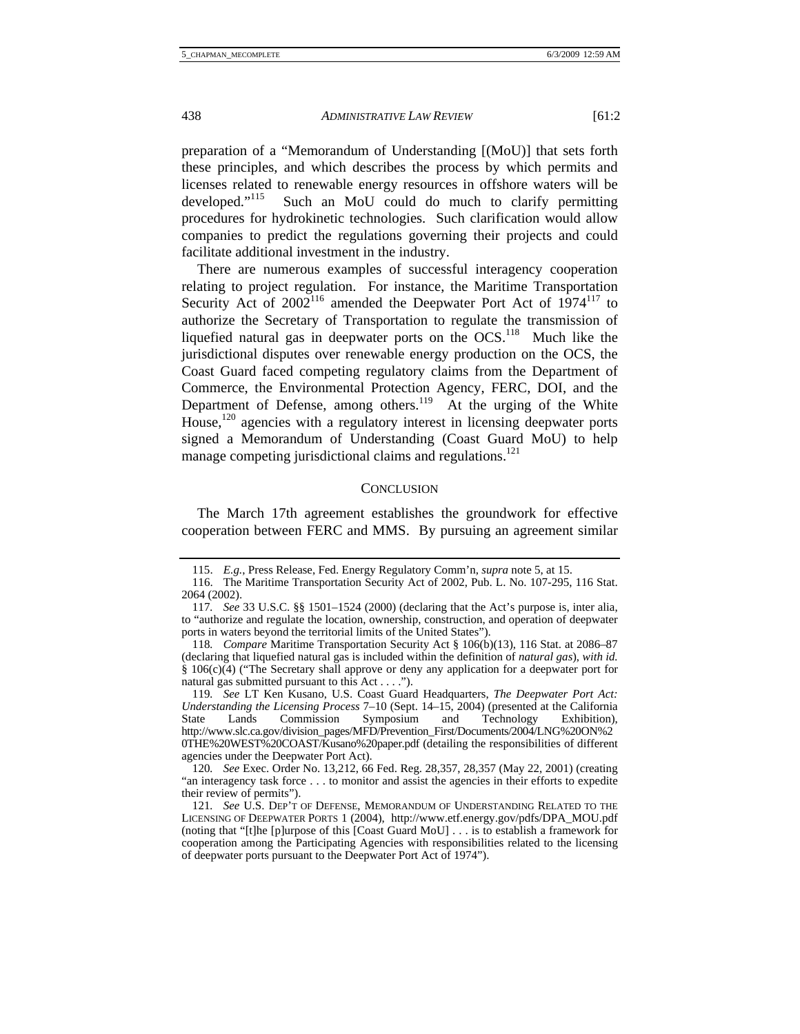preparation of a "Memorandum of Understanding [(MoU)] that sets forth these principles, and which describes the process by which permits and licenses related to renewable energy resources in offshore waters will be developed."[115] Such an MoU could do much to clarify permitting procedures for hydrokinetic technologies. Such clarification would allow companies to predict the regulations governing their projects and could facilitate additional investment in the industry.

There are numerous examples of successful interagency cooperation relating to project regulation. For instance, the Maritime Transportation Security Act of 2002[116] amended the Deepwater Port Act of 1974[117] to authorize the Secretary of Transportation to regulate the transmission of liquefied natural gas in deepwater ports on the OCS.[118] Much like the jurisdictional disputes over renewable energy production on the OCS, the Coast Guard faced competing regulatory claims from the Department of Commerce, the Environmental Protection Agency, FERC, DOI, and the Department of Defense, among others.[119] At the urging of the White House,[120] agencies with a regulatory interest in licensing deepwater ports signed a Memorandum of Understanding (Coast Guard MoU) to help manage competing jurisdictional claims and regulations.[121]

## CONCLUSION

The March 17th agreement establishes the groundwork for effective cooperation between FERC and MMS. By pursuing an agreement similar

---

115. *E.g.*, Press Release, Fed. Energy Regulatory Comm'n, *supra* note 5, at 15.

116. The Maritime Transportation Security Act of 2002, Pub. L. No. 107-295, 116 Stat. 2064 (2002).

117. *See* 33 U.S.C. §§ 1501–1524 (2000) (declaring that the Act's purpose is, inter alia, to "authorize and regulate the location, ownership, construction, and operation of deepwater ports in waters beyond the territorial limits of the United States").

118. *Compare* Maritime Transportation Security Act § 106(b)(13), 116 Stat. at 2086–87 (declaring that liquefied natural gas is included within the definition of *natural gas*), *with id.* § 106(c)(4) ("The Secretary shall approve or deny any application for a deepwater port for natural gas submitted pursuant to this Act . . . .").

119. *See* LT Ken Kusano, U.S. Coast Guard Headquarters, *The Deepwater Port Act: Understanding the Licensing Process* 7–10 (Sept. 14–15, 2004) (presented at the California State Lands Commission Symposium and Technology Exhibition), http://www.slc.ca.gov/division_pages/MFD/Prevention_First/Documents/2004/LNG%20ON%20THE%20WEST%20COAST/Kusano%20paper.pdf (detailing the responsibilities of different agencies under the Deepwater Port Act).

120. *See* Exec. Order No. 13,212, 66 Fed. Reg. 28,357, 28,357 (May 22, 2001) (creating "an interagency task force . . . to monitor and assist the agencies in their efforts to expedite their review of permits").

121. *See* U.S. DEP'T OF DEFENSE, MEMORANDUM OF UNDERSTANDING RELATED TO THE LICENSING OF DEEPWATER PORTS 1 (2004), http://www.etf.energy.gov/pdfs/DPA_MOU.pdf (noting that "[t]he [p]urpose of this [Coast Guard MoU] . . . is to establish a framework for cooperation among the Participating Agencies with responsibilities related to the licensing of deepwater ports pursuant to the Deepwater Port Act of 1974").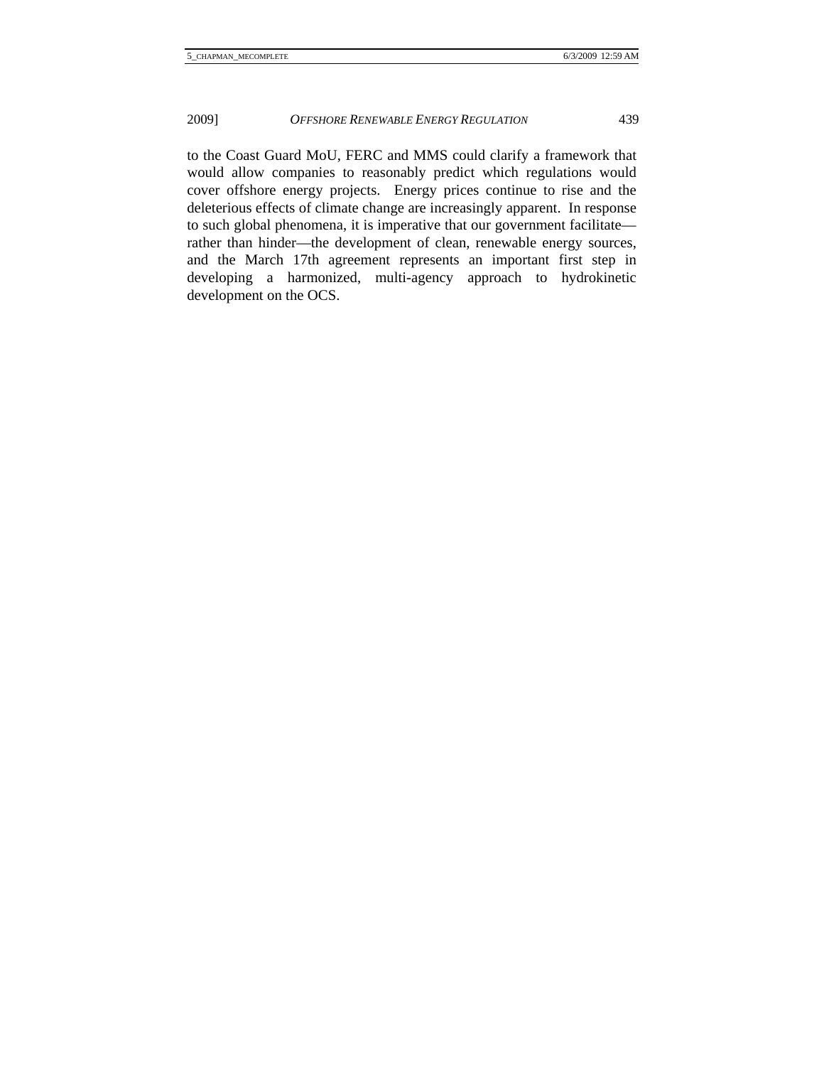to the Coast Guard MoU, FERC and MMS could clarify a framework that would allow companies to reasonably predict which regulations would cover offshore energy projects. Energy prices continue to rise and the deleterious effects of climate change are increasingly apparent. In response to such global phenomena, it is imperative that our government facilitate—rather than hinder—the development of clean, renewable energy sources, and the March 17th agreement represents an important first step in developing a harmonized, multi-agency approach to hydrokinetic development on the OCS.